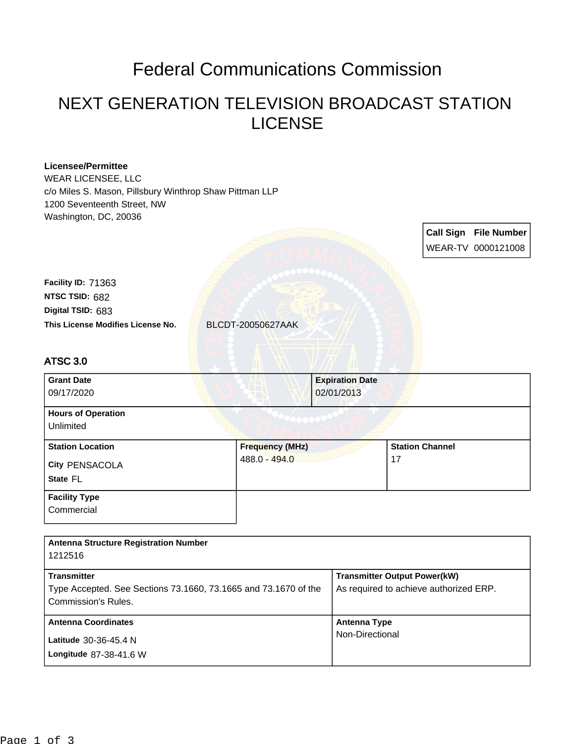# Federal Communications Commission

## NEXT GENERATION TELEVISION BROADCAST STATION LICENSE

**Licensee/Permittee**
WEAR LICENSEE, LLC
c/o Miles S. Mason, Pillsbury Winthrop Shaw Pittman LLP
1200 Seventeenth Street, NW
Washington, DC, 20036

| Call Sign | File Number |
|---|---|
| WEAR-TV | 0000121008 |

**Facility ID:** 71363
**NTSC TSID:** 682
**Digital TSID:** 683
**This License Modifies License No.** BLCDT-20050627AAK

### ATSC 3.0

| Grant Date | Expiration Date |
|---|---|
| 09/17/2020 | 02/01/2013 |

| Hours of Operation |
|---|
| Unlimited |

| Station Location | Frequency (MHz) | Station Channel |
|---|---|---|
| City PENSACOLA<br>State FL | 488.0 - 494.0 | 17 |

| Facility Type |
|---|
| Commercial |

| Antenna Structure Registration Number |
|---|
| 1212516 |

| Transmitter | Transmitter Output Power(kW) |
|---|---|
| Type Accepted. See Sections 73.1660, 73.1665 and 73.1670 of the Commission's Rules. | As required to achieve authorized ERP. |

| Antenna Coordinates | Antenna Type |
|---|---|
| Latitude 30-36-45.4 N<br>Longitude 87-38-41.6 W | Non-Directional |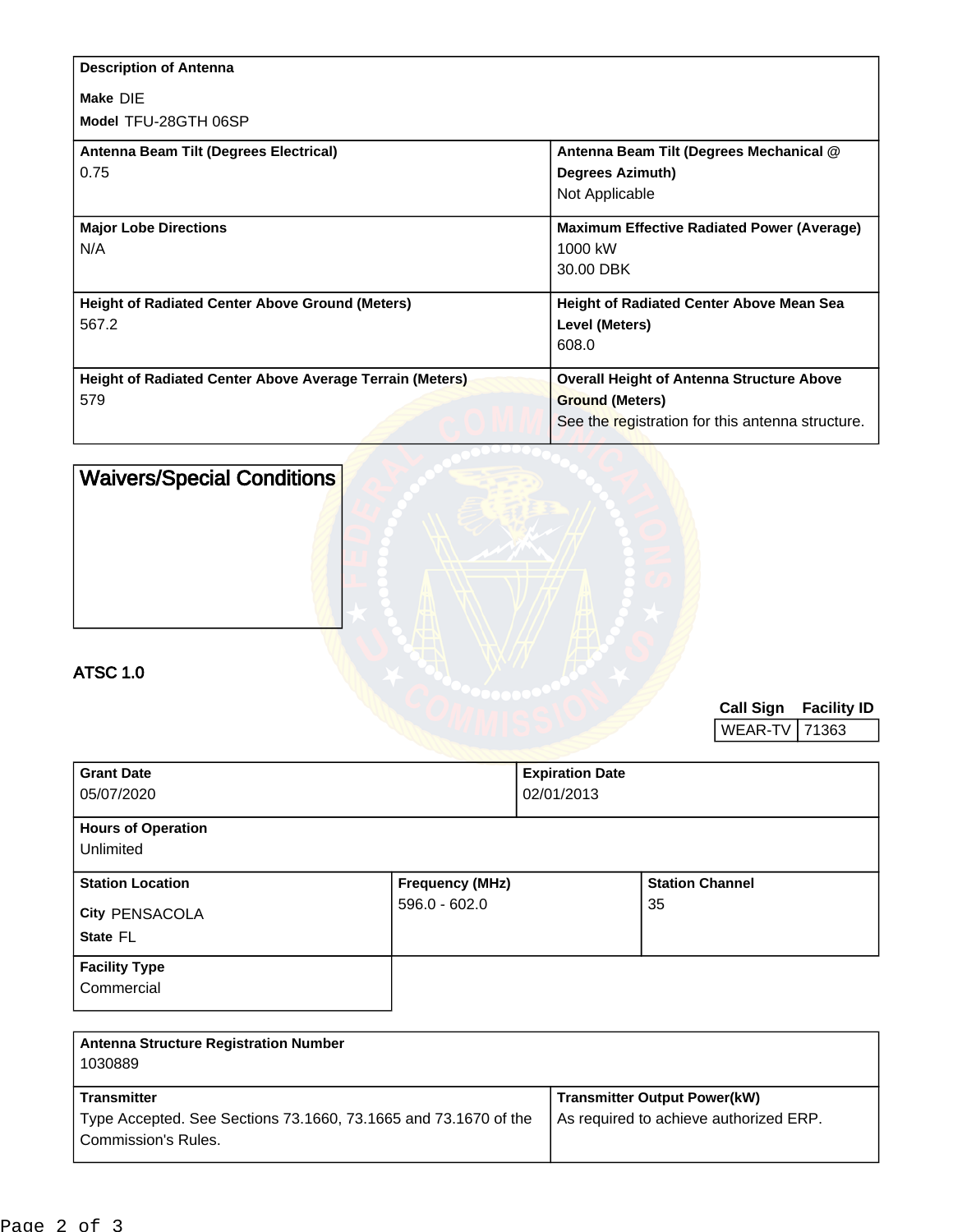| Description of Antenna | |
|---|---|
| **Make** DIE<br>**Model** TFU-28GTH 06SP | |
| **Antenna Beam Tilt (Degrees Electrical)**<br>0.75 | **Antenna Beam Tilt (Degrees Mechanical @ Degrees Azimuth)**<br>Not Applicable |
| **Major Lobe Directions**<br>N/A | **Maximum Effective Radiated Power (Average)**<br>1000 kW<br>30.00 DBK |
| **Height of Radiated Center Above Ground (Meters)**<br>567.2 | **Height of Radiated Center Above Mean Sea Level (Meters)**<br>608.0 |
| **Height of Radiated Center Above Average Terrain (Meters)**<br>579 | **Overall Height of Antenna Structure Above Ground (Meters)**<br>See the registration for this antenna structure. |

## Waivers/Special Conditions

## ATSC 1.0

| Call Sign | Facility ID |
|---|---|
| WEAR-TV | 71363 |

| Grant Date | Expiration Date |
|---|---|
| 05/07/2020 | 02/01/2013 |

**Hours of Operation**
Unlimited

| Station Location | Frequency (MHz) | Station Channel |
|---|---|---|
| **City** PENSACOLA<br>**State** FL | 596.0 - 602.0 | 35 |

**Facility Type**
Commercial

**Antenna Structure Registration Number**
1030889

| Transmitter | Transmitter Output Power(kW) |
|---|---|
| Type Accepted. See Sections 73.1660, 73.1665 and 73.1670 of the Commission's Rules. | As required to achieve authorized ERP. |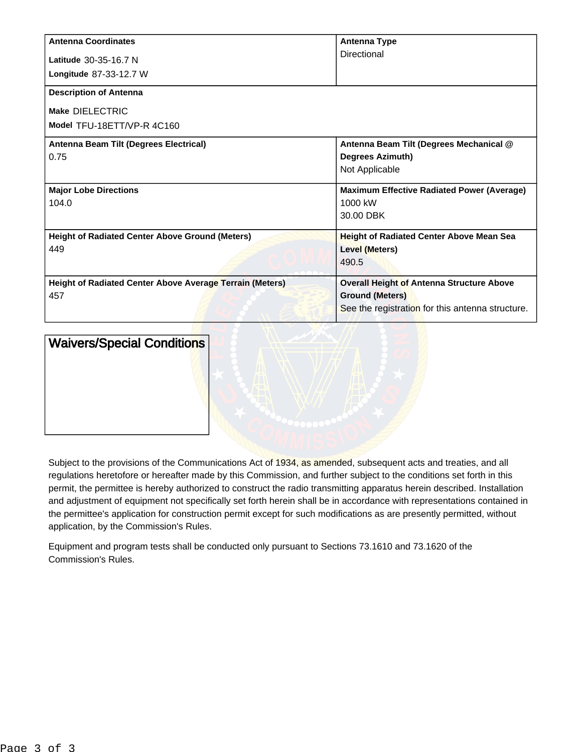| | |
|---|---|
| **Antenna Coordinates**<br>**Latitude** 30-35-16.7 N<br>**Longitude** 87-33-12.7 W | **Antenna Type**<br>Directional |
| **Description of Antenna**<br>**Make** DIELECTRIC<br>**Model** TFU-18ETT/VP-R 4C160 | |
| **Antenna Beam Tilt (Degrees Electrical)**<br>0.75 | **Antenna Beam Tilt (Degrees Mechanical @ Degrees Azimuth)**<br>Not Applicable |
| **Major Lobe Directions**<br>104.0 | **Maximum Effective Radiated Power (Average)**<br>1000 kW<br>30.00 DBK |
| **Height of Radiated Center Above Ground (Meters)**<br>449 | **Height of Radiated Center Above Mean Sea Level (Meters)**<br>490.5 |
| **Height of Radiated Center Above Average Terrain (Meters)**<br>457 | **Overall Height of Antenna Structure Above Ground (Meters)**<br>See the registration for this antenna structure. |

## Waivers/Special Conditions

Subject to the provisions of the Communications Act of 1934, as amended, subsequent acts and treaties, and all regulations heretofore or hereafter made by this Commission, and further subject to the conditions set forth in this permit, the permittee is hereby authorized to construct the radio transmitting apparatus herein described. Installation and adjustment of equipment not specifically set forth herein shall be in accordance with representations contained in the permittee's application for construction permit except for such modifications as are presently permitted, without application, by the Commission's Rules.

Equipment and program tests shall be conducted only pursuant to Sections 73.1610 and 73.1620 of the Commission's Rules.